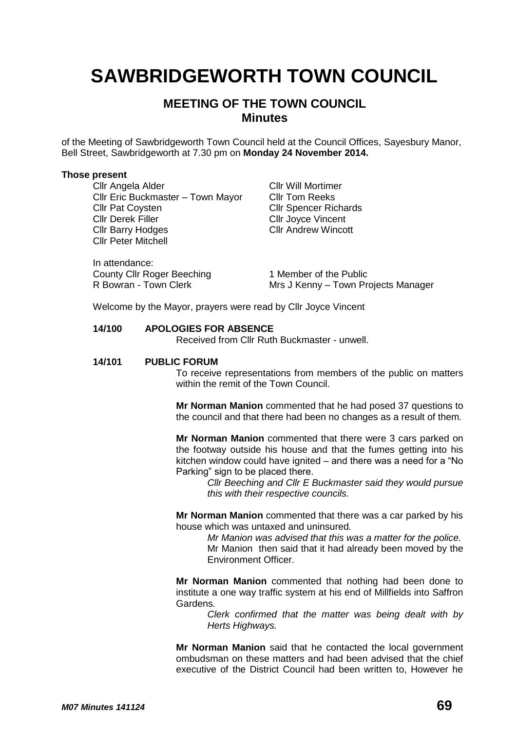# SAWBRIDGEWORTH TOWN COUNCIL

## MEETING OF THE TOWN COUNCIL
## Minutes

of the Meeting of Sawbridgeworth Town Council held at the Council Offices, Sayesbury Manor, Bell Street, Sawbridgeworth at 7.30 pm on **Monday 24 November 2014.**

**Those present**

Cllr Angela Alder
Cllr Eric Buckmaster – Town Mayor
Cllr Pat Coysten
Cllr Derek Filler
Cllr Barry Hodges
Cllr Peter Mitchell
Cllr Will Mortimer
Cllr Tom Reeks
Cllr Spencer Richards
Cllr Joyce Vincent
Cllr Andrew Wincott

In attendance:
County Cllr Roger Beeching
R Bowran - Town Clerk
1 Member of the Public
Mrs J Kenny – Town Projects Manager

Welcome by the Mayor, prayers were read by Cllr Joyce Vincent

**14/100 APOLOGIES FOR ABSENCE**

Received from Cllr Ruth Buckmaster - unwell.

**14/101 PUBLIC FORUM**

To receive representations from members of the public on matters within the remit of the Town Council.

**Mr Norman Manion** commented that he had posed 37 questions to the council and that there had been no changes as a result of them.

**Mr Norman Manion** commented that there were 3 cars parked on the footway outside his house and that the fumes getting into his kitchen window could have ignited – and there was a need for a "No Parking" sign to be placed there.

*Cllr Beeching and Cllr E Buckmaster said they would pursue this with their respective councils.*

**Mr Norman Manion** commented that there was a car parked by his house which was untaxed and uninsured.

*Mr Manion was advised that this was a matter for the police.*
Mr Manion then said that it had already been moved by the Environment Officer.

**Mr Norman Manion** commented that nothing had been done to institute a one way traffic system at his end of Millfields into Saffron Gardens.

*Clerk confirmed that the matter was being dealt with by Herts Highways.*

**Mr Norman Manion** said that he contacted the local government ombudsman on these matters and had been advised that the chief executive of the District Council had been written to, However he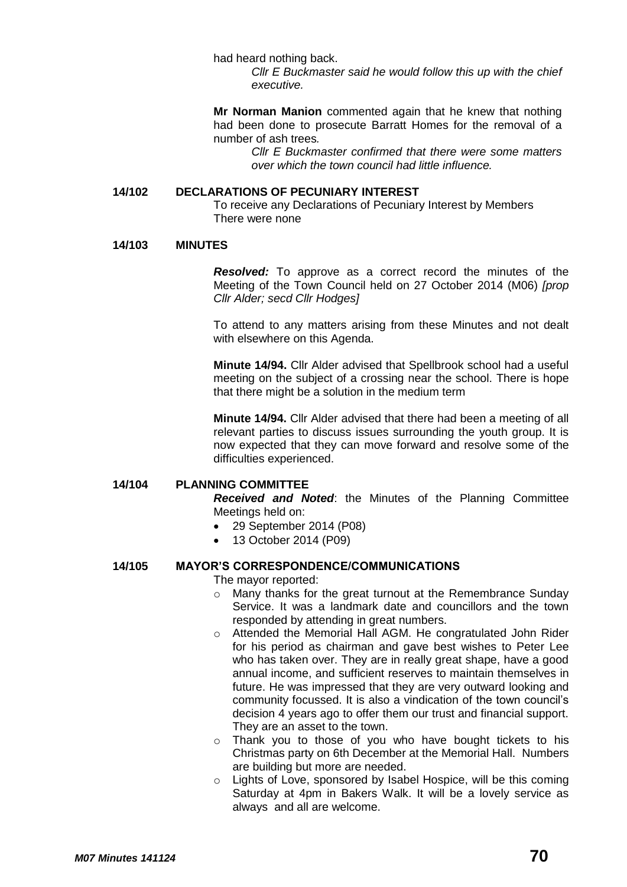had heard nothing back.

*Cllr E Buckmaster said he would follow this up with the chief executive.*

**Mr Norman Manion** commented again that he knew that nothing had been done to prosecute Barratt Homes for the removal of a number of ash trees.

*Cllr E Buckmaster confirmed that there were some matters over which the town council had little influence.*

### 14/102 DECLARATIONS OF PECUNIARY INTEREST

To receive any Declarations of Pecuniary Interest by Members
There were none

### 14/103 MINUTES

***Resolved:*** To approve as a correct record the minutes of the Meeting of the Town Council held on 27 October 2014 (M06) *[prop Cllr Alder; secd Cllr Hodges]*

To attend to any matters arising from these Minutes and not dealt with elsewhere on this Agenda.

**Minute 14/94.** Cllr Alder advised that Spellbrook school had a useful meeting on the subject of a crossing near the school. There is hope that there might be a solution in the medium term

**Minute 14/94.** Cllr Alder advised that there had been a meeting of all relevant parties to discuss issues surrounding the youth group. It is now expected that they can move forward and resolve some of the difficulties experienced.

### 14/104 PLANNING COMMITTEE

***Received and Noted***: the Minutes of the Planning Committee Meetings held on:

- 29 September 2014 (P08)
- 13 October 2014 (P09)

### 14/105 MAYOR'S CORRESPONDENCE/COMMUNICATIONS

The mayor reported:

- Many thanks for the great turnout at the Remembrance Sunday Service. It was a landmark date and councillors and the town responded by attending in great numbers.
- Attended the Memorial Hall AGM. He congratulated John Rider for his period as chairman and gave best wishes to Peter Lee who has taken over. They are in really great shape, have a good annual income, and sufficient reserves to maintain themselves in future. He was impressed that they are very outward looking and community focussed. It is also a vindication of the town council's decision 4 years ago to offer them our trust and financial support. They are an asset to the town.
- Thank you to those of you who have bought tickets to his Christmas party on 6th December at the Memorial Hall. Numbers are building but more are needed.
- Lights of Love, sponsored by Isabel Hospice, will be this coming Saturday at 4pm in Bakers Walk. It will be a lovely service as always and all are welcome.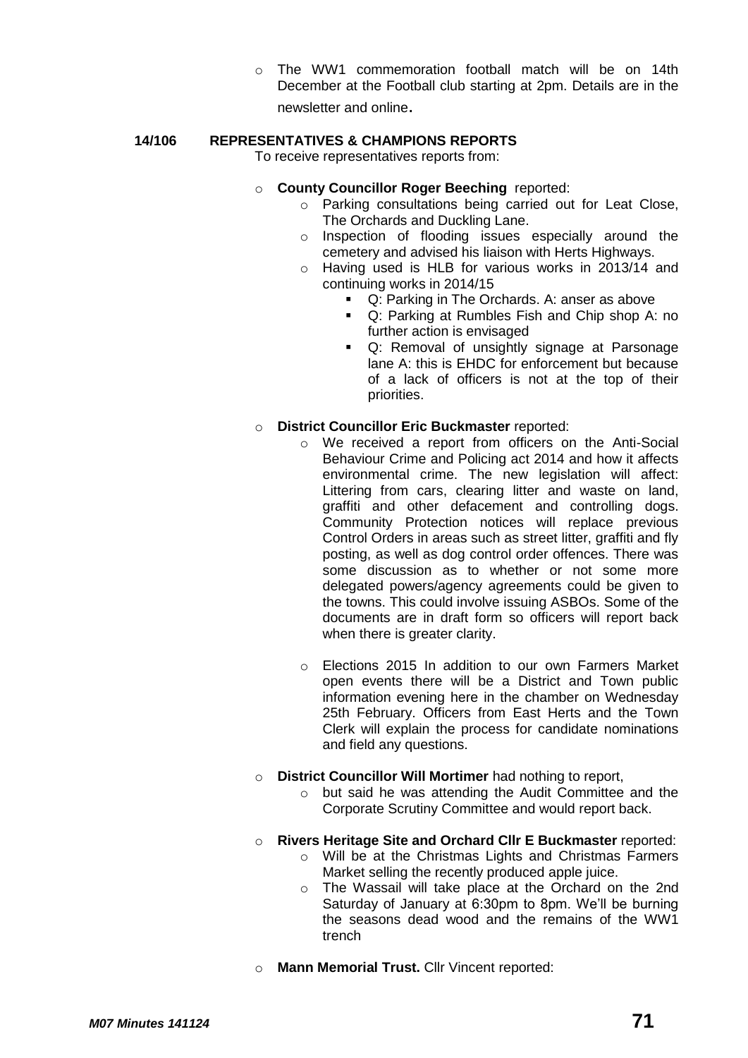- The WW1 commemoration football match will be on 14th December at the Football club starting at 2pm. Details are in the newsletter and online.

**14/106 REPRESENTATIVES & CHAMPIONS REPORTS**

To receive representatives reports from:

- **County Councillor Roger Beeching** reported:
  - Parking consultations being carried out for Leat Close, The Orchards and Duckling Lane.
  - Inspection of flooding issues especially around the cemetery and advised his liaison with Herts Highways.
  - Having used is HLB for various works in 2013/14 and continuing works in 2014/15
    - Q: Parking in The Orchards. A: anser as above
    - Q: Parking at Rumbles Fish and Chip shop A: no further action is envisaged
    - Q: Removal of unsightly signage at Parsonage lane A: this is EHDC for enforcement but because of a lack of officers is not at the top of their priorities.

- **District Councillor Eric Buckmaster** reported:
  - We received a report from officers on the Anti-Social Behaviour Crime and Policing act 2014 and how it affects environmental crime. The new legislation will affect: Littering from cars, clearing litter and waste on land, graffiti and other defacement and controlling dogs. Community Protection notices will replace previous Control Orders in areas such as street litter, graffiti and fly posting, as well as dog control order offences. There was some discussion as to whether or not some more delegated powers/agency agreements could be given to the towns. This could involve issuing ASBOs. Some of the documents are in draft form so officers will report back when there is greater clarity.
  - Elections 2015 In addition to our own Farmers Market open events there will be a District and Town public information evening here in the chamber on Wednesday 25th February. Officers from East Herts and the Town Clerk will explain the process for candidate nominations and field any questions.

- **District Councillor Will Mortimer** had nothing to report,
  - but said he was attending the Audit Committee and the Corporate Scrutiny Committee and would report back.

- **Rivers Heritage Site and Orchard Cllr E Buckmaster** reported:
  - Will be at the Christmas Lights and Christmas Farmers Market selling the recently produced apple juice.
  - The Wassail will take place at the Orchard on the 2nd Saturday of January at 6:30pm to 8pm. We'll be burning the seasons dead wood and the remains of the WW1 trench

- **Mann Memorial Trust.** Cllr Vincent reported: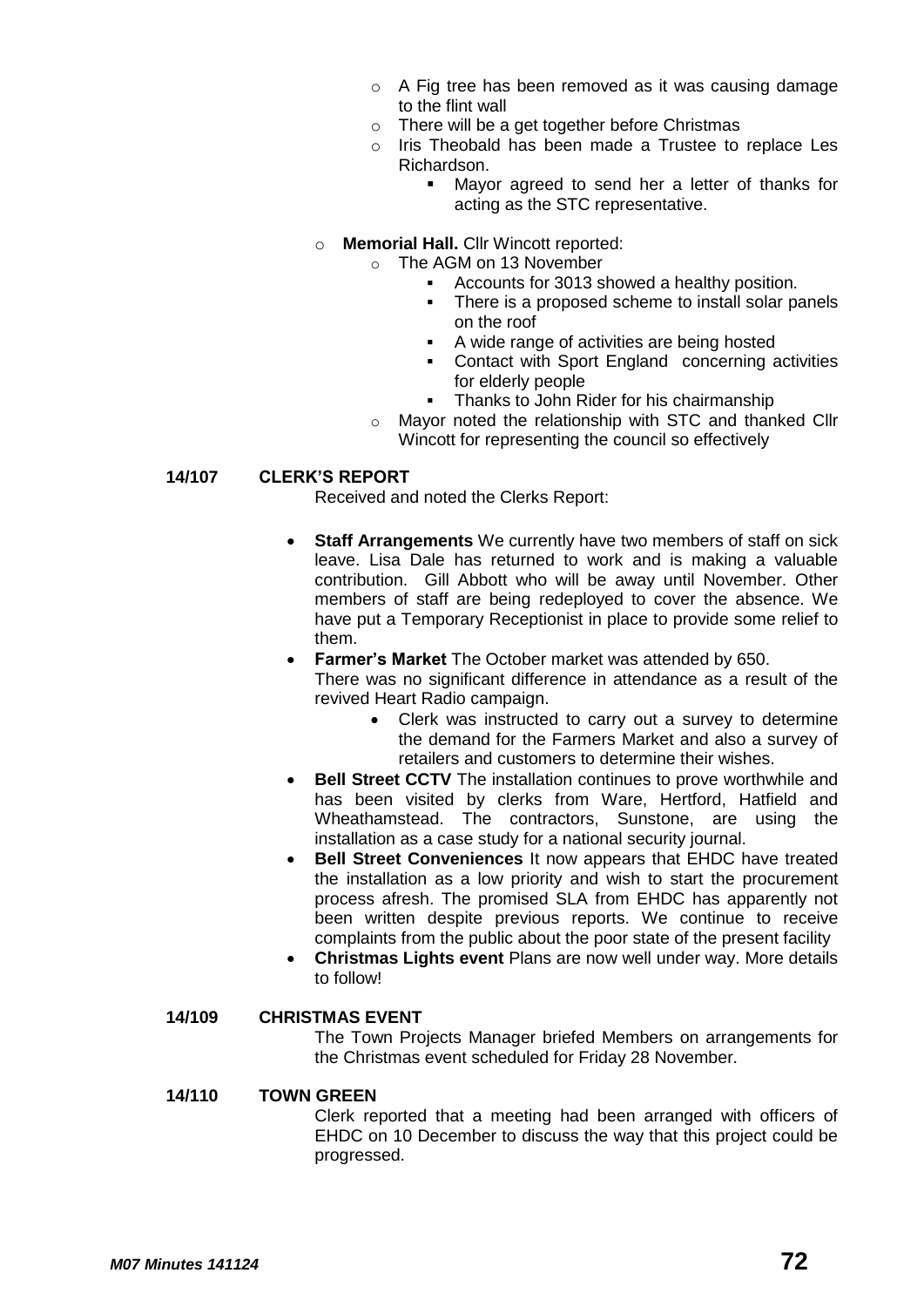- A Fig tree has been removed as it was causing damage to the flint wall
  - There will be a get together before Christmas
  - Iris Theobald has been made a Trustee to replace Les Richardson.
    - Mayor agreed to send her a letter of thanks for acting as the STC representative.

- **Memorial Hall.** Cllr Wincott reported:
  - The AGM on 13 November
    - Accounts for 3013 showed a healthy position.
    - There is a proposed scheme to install solar panels on the roof
    - A wide range of activities are being hosted
    - Contact with Sport England concerning activities for elderly people
    - Thanks to John Rider for his chairmanship
  - Mayor noted the relationship with STC and thanked Cllr Wincott for representing the council so effectively

**14/107 CLERK'S REPORT**

Received and noted the Clerks Report:

- **Staff Arrangements** We currently have two members of staff on sick leave. Lisa Dale has returned to work and is making a valuable contribution. Gill Abbott who will be away until November. Other members of staff are being redeployed to cover the absence. We have put a Temporary Receptionist in place to provide some relief to them.
- **Farmer's Market** The October market was attended by 650. There was no significant difference in attendance as a result of the revived Heart Radio campaign.
  - Clerk was instructed to carry out a survey to determine the demand for the Farmers Market and also a survey of retailers and customers to determine their wishes.
- **Bell Street CCTV** The installation continues to prove worthwhile and has been visited by clerks from Ware, Hertford, Hatfield and Wheathamstead. The contractors, Sunstone, are using the installation as a case study for a national security journal.
- **Bell Street Conveniences** It now appears that EHDC have treated the installation as a low priority and wish to start the procurement process afresh. The promised SLA from EHDC has apparently not been written despite previous reports. We continue to receive complaints from the public about the poor state of the present facility
- **Christmas Lights event** Plans are now well under way. More details to follow!

**14/109 CHRISTMAS EVENT**

The Town Projects Manager briefed Members on arrangements for the Christmas event scheduled for Friday 28 November.

**14/110 TOWN GREEN**

Clerk reported that a meeting had been arranged with officers of EHDC on 10 December to discuss the way that this project could be progressed.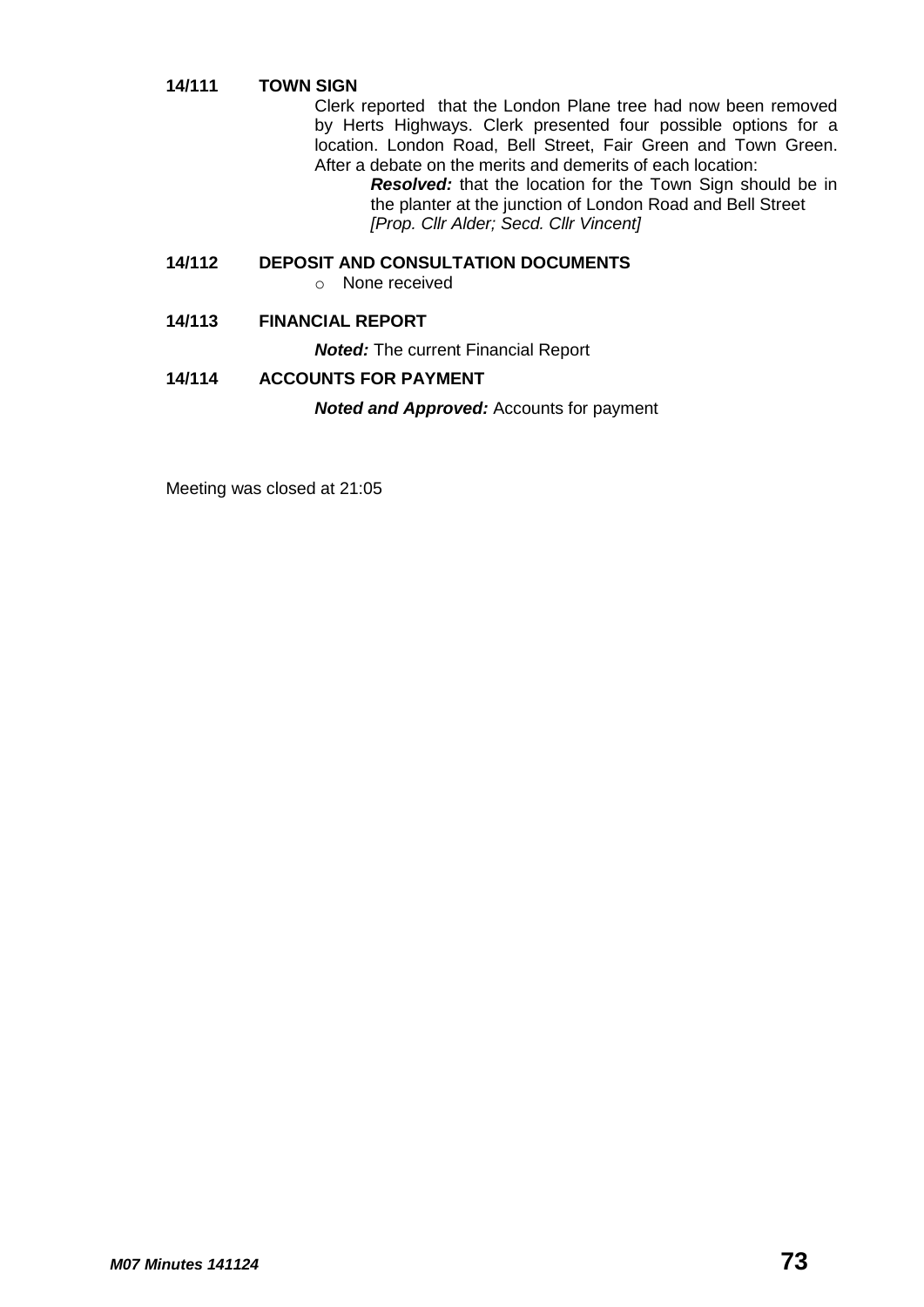**14/111 TOWN SIGN**

Clerk reported that the London Plane tree had now been removed by Herts Highways. Clerk presented four possible options for a location. London Road, Bell Street, Fair Green and Town Green. After a debate on the merits and demerits of each location:

> ***Resolved:*** that the location for the Town Sign should be in the planter at the junction of London Road and Bell Street
> *[Prop. Cllr Alder; Secd. Cllr Vincent]*

**14/112 DEPOSIT AND CONSULTATION DOCUMENTS**

- None received

**14/113 FINANCIAL REPORT**

***Noted:*** The current Financial Report

**14/114 ACCOUNTS FOR PAYMENT**

***Noted and Approved:*** Accounts for payment

Meeting was closed at 21:05